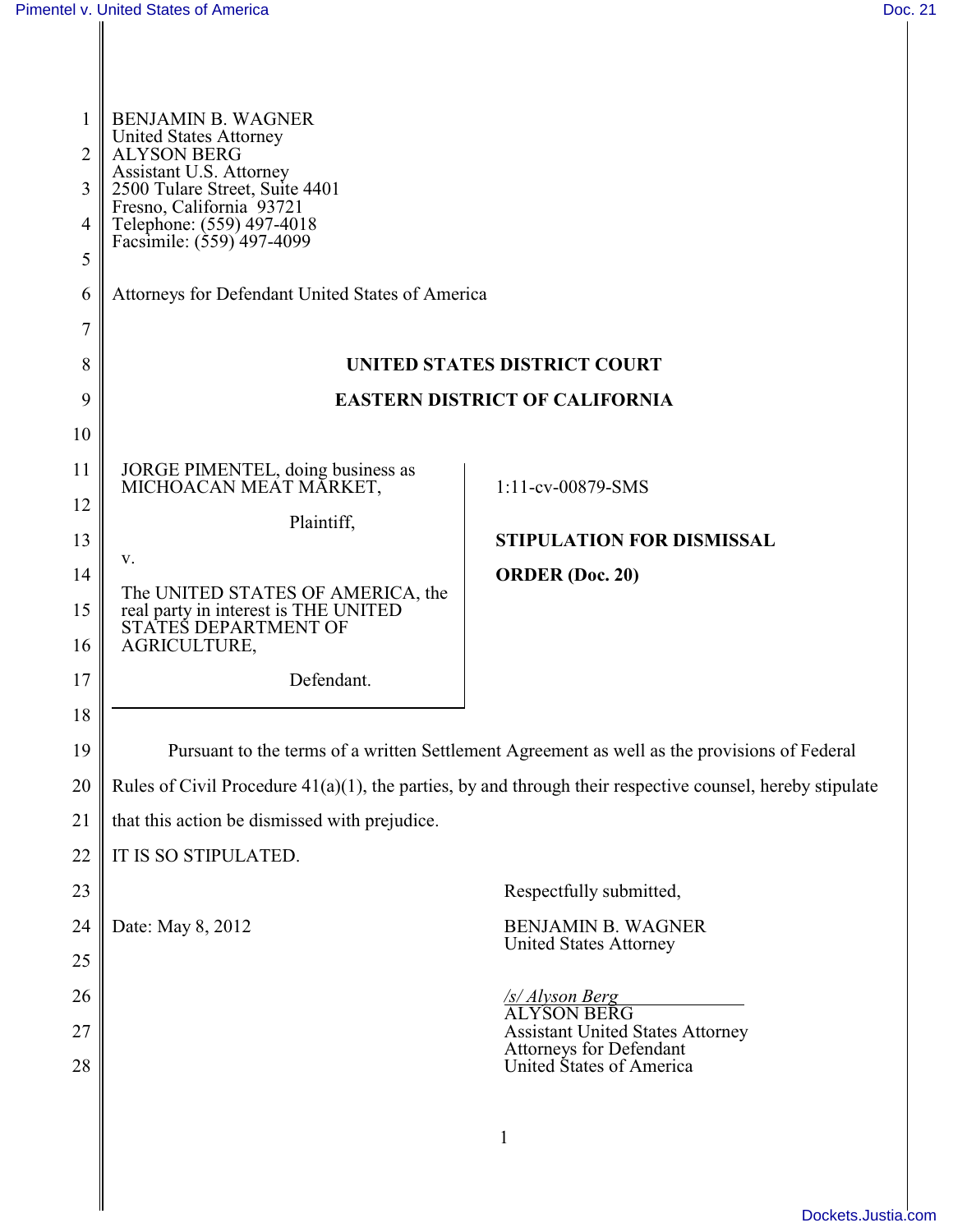BENJAMIN B. WAGNER
United States Attorney
ALYSON BERG
Assistant U.S. Attorney
2500 Tulare Street, Suite 4401
Fresno, California 93721
Telephone: (559) 497-4018
Facsimile: (559) 497-4099

Attorneys for Defendant United States of America

**UNITED STATES DISTRICT COURT**

**EASTERN DISTRICT OF CALIFORNIA**

JORGE PIMENTEL, doing business as MICHOACAN MEAT MARKET,

Plaintiff,

v.

The UNITED STATES OF AMERICA, the real party in interest is THE UNITED STATES DEPARTMENT OF AGRICULTURE,

Defendant.

1:11-cv-00879-SMS

**STIPULATION FOR DISMISSAL**

**ORDER (Doc. 20)**

Pursuant to the terms of a written Settlement Agreement as well as the provisions of Federal Rules of Civil Procedure 41(a)(1), the parties, by and through their respective counsel, hereby stipulate that this action be dismissed with prejudice.

IT IS SO STIPULATED.

Respectfully submitted,

Date: May 8, 2012

BENJAMIN B. WAGNER
United States Attorney

*/s/ Alyson Berg*
ALYSON BERG
Assistant United States Attorney
Attorneys for Defendant
United States of America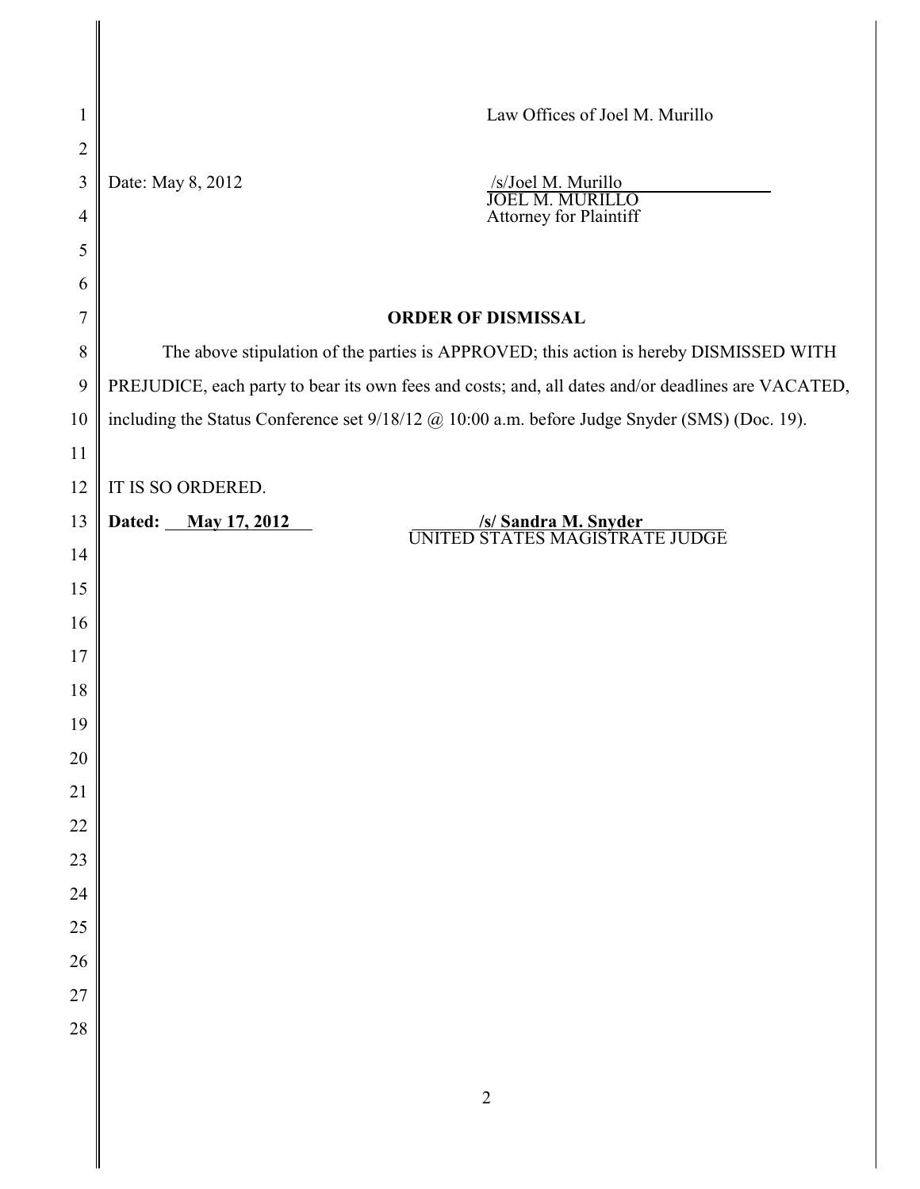Law Offices of Joel M. Murillo

Date: May 8, 2012

/s/Joel M. Murillo
JOEL M. MURILLO
Attorney for Plaintiff

**ORDER OF DISMISSAL**

The above stipulation of the parties is APPROVED; this action is hereby DISMISSED WITH PREJUDICE, each party to bear its own fees and costs; and, all dates and/or deadlines are VACATED, including the Status Conference set 9/18/12 @ 10:00 a.m. before Judge Snyder (SMS) (Doc. 19).

IT IS SO ORDERED.

**Dated: May 17, 2012**

**/s/ Sandra M. Snyder**
UNITED STATES MAGISTRATE JUDGE